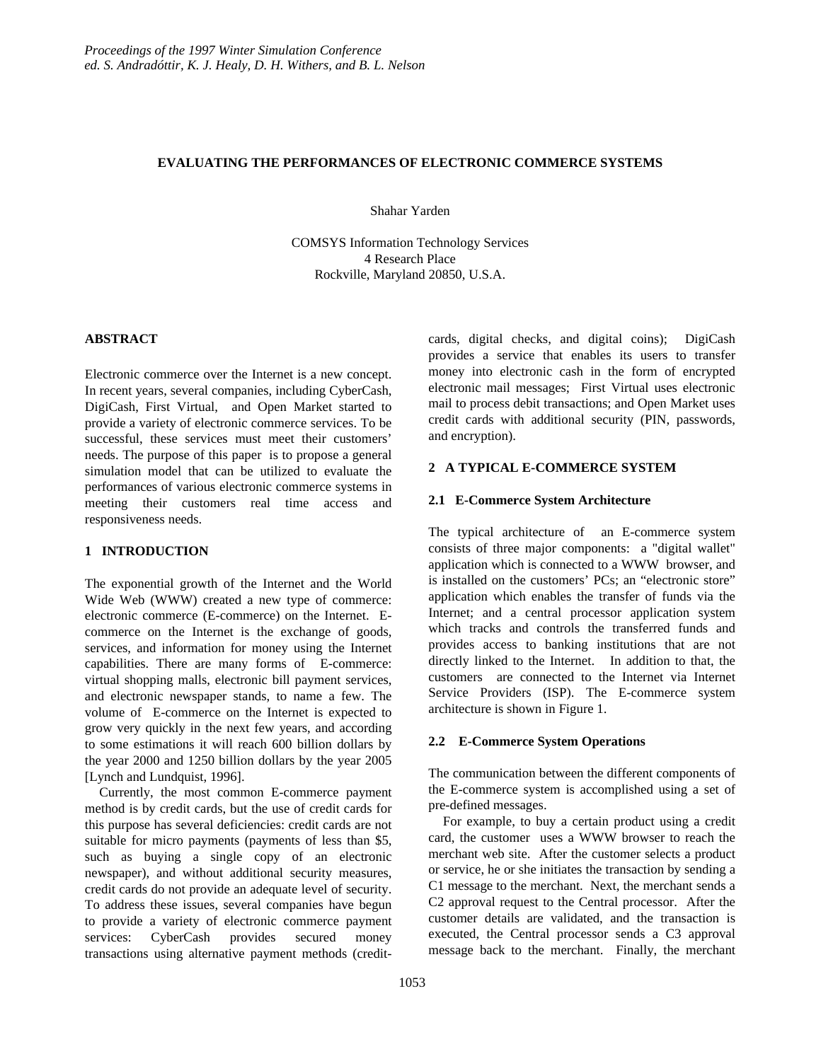*Proceedings of the 1997 Winter Simulation Conference*
*ed. S. Andradóttir, K. J. Healy, D. H. Withers, and B. L. Nelson*

# EVALUATING THE PERFORMANCES OF ELECTRONIC COMMERCE SYSTEMS

Shahar Yarden

COMSYS Information Technology Services
4 Research Place
Rockville, Maryland 20850, U.S.A.

## ABSTRACT

Electronic commerce over the Internet is a new concept. In recent years, several companies, including CyberCash, DigiCash, First Virtual, and Open Market started to provide a variety of electronic commerce services. To be successful, these services must meet their customers' needs. The purpose of this paper is to propose a general simulation model that can be utilized to evaluate the performances of various electronic commerce systems in meeting their customers real time access and responsiveness needs.

## 1 INTRODUCTION

The exponential growth of the Internet and the World Wide Web (WWW) created a new type of commerce: electronic commerce (E-commerce) on the Internet. E-commerce on the Internet is the exchange of goods, services, and information for money using the Internet capabilities. There are many forms of E-commerce: virtual shopping malls, electronic bill payment services, and electronic newspaper stands, to name a few. The volume of E-commerce on the Internet is expected to grow very quickly in the next few years, and according to some estimations it will reach 600 billion dollars by the year 2000 and 1250 billion dollars by the year 2005 [Lynch and Lundquist, 1996].

Currently, the most common E-commerce payment method is by credit cards, but the use of credit cards for this purpose has several deficiencies: credit cards are not suitable for micro payments (payments of less than $5, such as buying a single copy of an electronic newspaper), and without additional security measures, credit cards do not provide an adequate level of security. To address these issues, several companies have begun to provide a variety of electronic commerce payment services: CyberCash provides secured money transactions using alternative payment methods (credit-cards, digital checks, and digital coins); DigiCash provides a service that enables its users to transfer money into electronic cash in the form of encrypted electronic mail messages; First Virtual uses electronic mail to process debit transactions; and Open Market uses credit cards with additional security (PIN, passwords, and encryption).

## 2 A TYPICAL E-COMMERCE SYSTEM

### 2.1 E-Commerce System Architecture

The typical architecture of an E-commerce system consists of three major components: a "digital wallet" application which is connected to a WWW browser, and is installed on the customers' PCs; an "electronic store" application which enables the transfer of funds via the Internet; and a central processor application system which tracks and controls the transferred funds and provides access to banking institutions that are not directly linked to the Internet. In addition to that, the customers are connected to the Internet via Internet Service Providers (ISP). The E-commerce system architecture is shown in Figure 1.

### 2.2 E-Commerce System Operations

The communication between the different components of the E-commerce system is accomplished using a set of pre-defined messages.

For example, to buy a certain product using a credit card, the customer uses a WWW browser to reach the merchant web site. After the customer selects a product or service, he or she initiates the transaction by sending a C1 message to the merchant. Next, the merchant sends a C2 approval request to the Central processor. After the customer details are validated, and the transaction is executed, the Central processor sends a C3 approval message back to the merchant. Finally, the merchant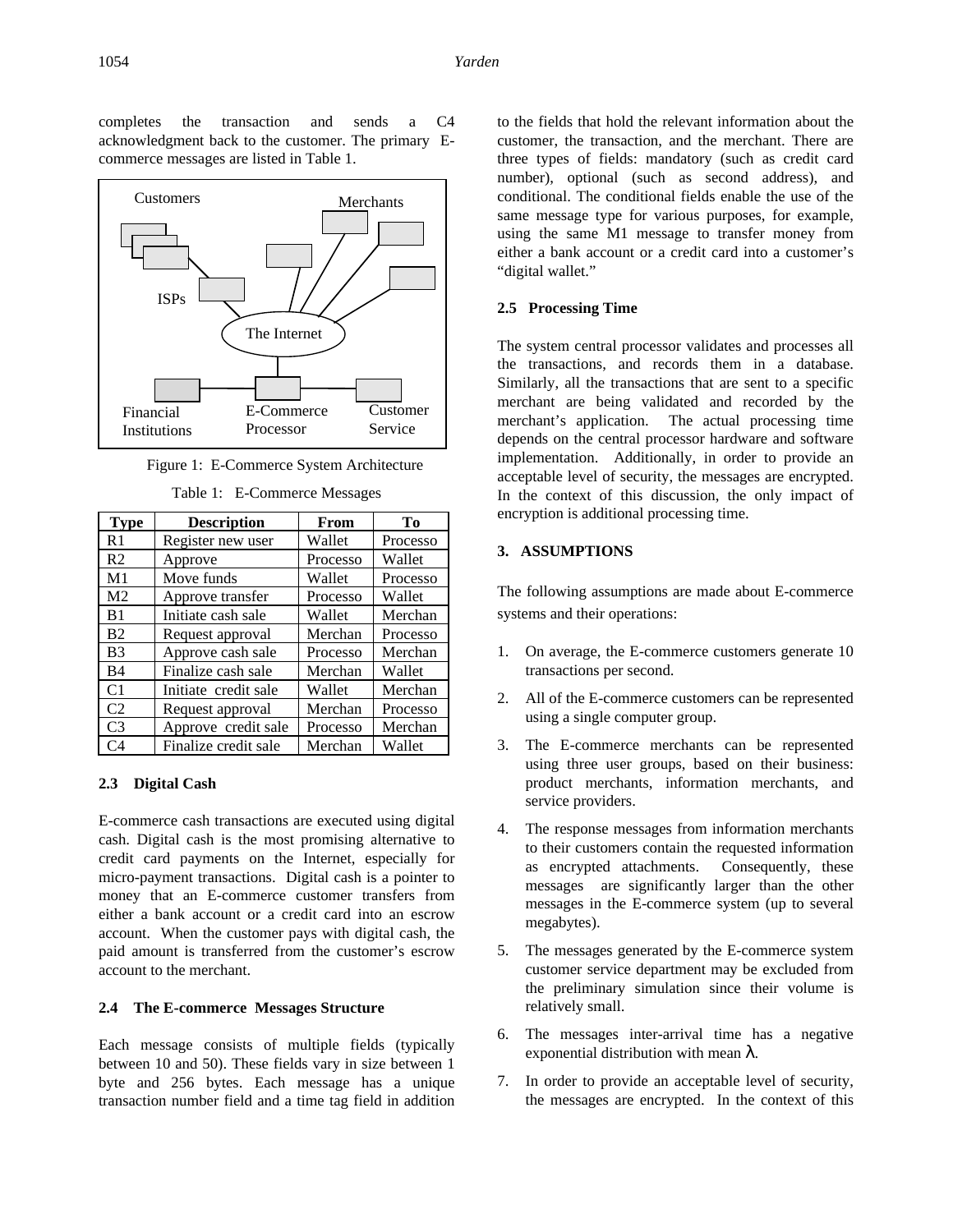completes the transaction and sends a C4 acknowledgment back to the customer. The primary E-commerce messages are listed in Table 1.

Figure 1: E-Commerce System Architecture

Table 1: E-Commerce Messages

| Type | Description | From | To |
|---|---|---|---|
| R1 | Register new user | Wallet | Processo |
| R2 | Approve | Processo | Wallet |
| M1 | Move funds | Wallet | Processo |
| M2 | Approve transfer | Processo | Wallet |
| B1 | Initiate cash sale | Wallet | Merchan |
| B2 | Request approval | Merchan | Processo |
| B3 | Approve cash sale | Processo | Merchan |
| B4 | Finalize cash sale | Merchan | Wallet |
| C1 | Initiate credit sale | Wallet | Merchan |
| C2 | Request approval | Merchan | Processo |
| C3 | Approve credit sale | Processo | Merchan |
| C4 | Finalize credit sale | Merchan | Wallet |

### 2.3 Digital Cash

E-commerce cash transactions are executed using digital cash. Digital cash is the most promising alternative to credit card payments on the Internet, especially for micro-payment transactions. Digital cash is a pointer to money that an E-commerce customer transfers from either a bank account or a credit card into an escrow account. When the customer pays with digital cash, the paid amount is transferred from the customer's escrow account to the merchant.

### 2.4 The E-commerce Messages Structure

Each message consists of multiple fields (typically between 10 and 50). These fields vary in size between 1 byte and 256 bytes. Each message has a unique transaction number field and a time tag field in addition to the fields that hold the relevant information about the customer, the transaction, and the merchant. There are three types of fields: mandatory (such as credit card number), optional (such as second address), and conditional. The conditional fields enable the use of the same message type for various purposes, for example, using the same M1 message to transfer money from either a bank account or a credit card into a customer's "digital wallet."

### 2.5 Processing Time

The system central processor validates and processes all the transactions, and records them in a database. Similarly, all the transactions that are sent to a specific merchant are being validated and recorded by the merchant's application. The actual processing time depends on the central processor hardware and software implementation. Additionally, in order to provide an acceptable level of security, the messages are encrypted. In the context of this discussion, the only impact of encryption is additional processing time.

## 3. ASSUMPTIONS

The following assumptions are made about E-commerce systems and their operations:

1. On average, the E-commerce customers generate 10 transactions per second.
2. All of the E-commerce customers can be represented using a single computer group.
3. The E-commerce merchants can be represented using three user groups, based on their business: product merchants, information merchants, and service providers.
4. The response messages from information merchants to their customers contain the requested information as encrypted attachments. Consequently, these messages are significantly larger than the other messages in the E-commerce system (up to several megabytes).
5. The messages generated by the E-commerce system customer service department may be excluded from the preliminary simulation since their volume is relatively small.
6. The messages inter-arrival time has a negative exponential distribution with mean $\lambda$.
7. In order to provide an acceptable level of security, the messages are encrypted. In the context of this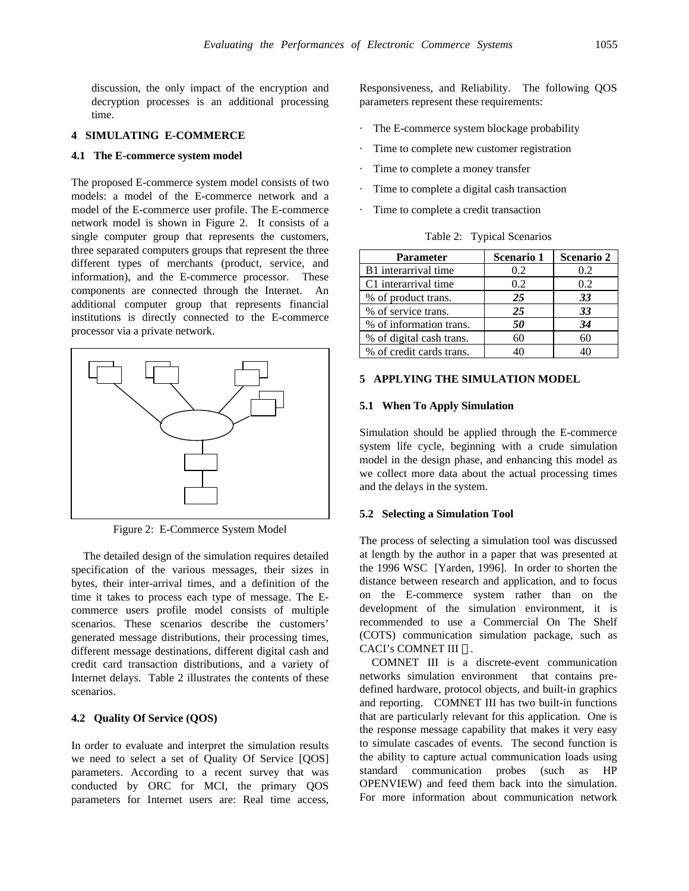discussion, the only impact of the encryption and decryption processes is an additional processing time.

## 4 SIMULATING E-COMMERCE

### 4.1 The E-commerce system model

The proposed E-commerce system model consists of two models: a model of the E-commerce network and a model of the E-commerce user profile. The E-commerce network model is shown in Figure 2. It consists of a single computer group that represents the customers, three separated computers groups that represent the three different types of merchants (product, service, and information), and the E-commerce processor. These components are connected through the Internet. An additional computer group that represents financial institutions is directly connected to the E-commerce processor via a private network.

Figure 2: E-Commerce System Model

The detailed design of the simulation requires detailed specification of the various messages, their sizes in bytes, their inter-arrival times, and a definition of the time it takes to process each type of message. The E-commerce users profile model consists of multiple scenarios. These scenarios describe the customers' generated message distributions, their processing times, different message destinations, different digital cash and credit card transaction distributions, and a variety of Internet delays. Table 2 illustrates the contents of these scenarios.

### 4.2 Quality Of Service (QOS)

In order to evaluate and interpret the simulation results we need to select a set of Quality Of Service [QOS] parameters. According to a recent survey that was conducted by ORC for MCI, the primary QOS parameters for Internet users are: Real time access, Responsiveness, and Reliability. The following QOS parameters represent these requirements:

- The E-commerce system blockage probability
- Time to complete new customer registration
- Time to complete a money transfer
- Time to complete a digital cash transaction
- Time to complete a credit transaction

Table 2: Typical Scenarios

| Parameter | Scenario 1 | Scenario 2 |
|---|---|---|
| B1 interarrival time | 0.2 | 0.2 |
| C1 interarrival time | 0.2 | 0.2 |
| % of product trans. | ***25*** | ***33*** |
| % of service trans. | ***25*** | ***33*** |
| % of information trans. | ***50*** | ***34*** |
| % of digital cash trans. | 60 | 60 |
| % of credit cards trans. | 40 | 40 |

## 5 APPLYING THE SIMULATION MODEL

### 5.1 When To Apply Simulation

Simulation should be applied through the E-commerce system life cycle, beginning with a crude simulation model in the design phase, and enhancing this model as we collect more data about the actual processing times and the delays in the system.

### 5.2 Selecting a Simulation Tool

The process of selecting a simulation tool was discussed at length by the author in a paper that was presented at the 1996 WSC [Yarden, 1996]. In order to shorten the distance between research and application, and to focus on the E-commerce system rather than on the development of the simulation environment, it is recommended to use a Commercial On The Shelf (COTS) communication simulation package, such as CACI's COMNET III ®.

COMNET III is a discrete-event communication networks simulation environment that contains pre-defined hardware, protocol objects, and built-in graphics and reporting. COMNET III has two built-in functions that are particularly relevant for this application. One is the response message capability that makes it very easy to simulate cascades of events. The second function is the ability to capture actual communication loads using standard communication probes (such as HP OPENVIEW) and feed them back into the simulation. For more information about communication network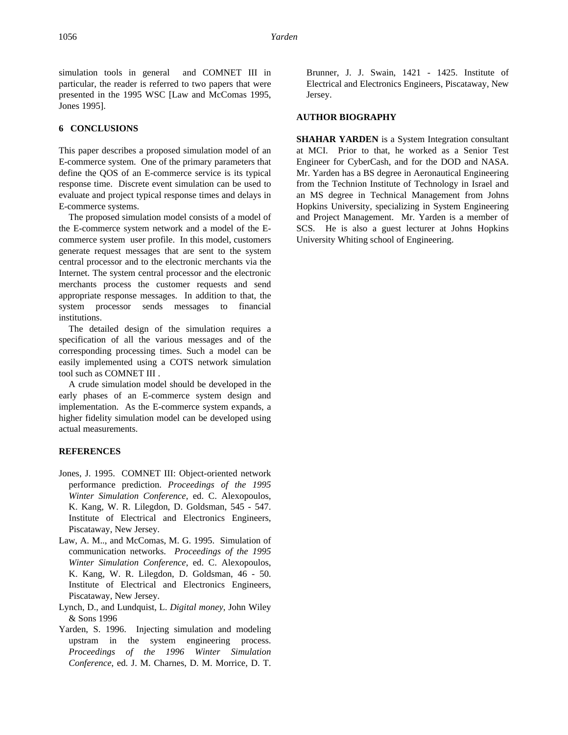simulation tools in general and COMNET III in particular, the reader is referred to two papers that were presented in the 1995 WSC [Law and McComas 1995, Jones 1995].

## 6 CONCLUSIONS

This paper describes a proposed simulation model of an E-commerce system. One of the primary parameters that define the QOS of an E-commerce service is its typical response time. Discrete event simulation can be used to evaluate and project typical response times and delays in E-commerce systems.

The proposed simulation model consists of a model of the E-commerce system network and a model of the E-commerce system user profile. In this model, customers generate request messages that are sent to the system central processor and to the electronic merchants via the Internet. The system central processor and the electronic merchants process the customer requests and send appropriate response messages. In addition to that, the system processor sends messages to financial institutions.

The detailed design of the simulation requires a specification of all the various messages and of the corresponding processing times. Such a model can be easily implemented using a COTS network simulation tool such as COMNET III .

A crude simulation model should be developed in the early phases of an E-commerce system design and implementation. As the E-commerce system expands, a higher fidelity simulation model can be developed using actual measurements.

## REFERENCES

Jones, J. 1995. COMNET III: Object-oriented network performance prediction. *Proceedings of the 1995 Winter Simulation Conference*, ed. C. Alexopoulos, K. Kang, W. R. Lilegdon, D. Goldsman, 545 - 547. Institute of Electrical and Electronics Engineers, Piscataway, New Jersey.

Law, A. M.., and McComas, M. G. 1995. Simulation of communication networks. *Proceedings of the 1995 Winter Simulation Conference*, ed. C. Alexopoulos, K. Kang, W. R. Lilegdon, D. Goldsman, 46 - 50. Institute of Electrical and Electronics Engineers, Piscataway, New Jersey.

Lynch, D., and Lundquist, L. *Digital money*, John Wiley & Sons 1996

Yarden, S. 1996. Injecting simulation and modeling upstram in the system engineering process. *Proceedings of the 1996 Winter Simulation Conference*, ed. J. M. Charnes, D. M. Morrice, D. T. Brunner, J. J. Swain, 1421 - 1425. Institute of Electrical and Electronics Engineers, Piscataway, New Jersey.

## AUTHOR BIOGRAPHY

**SHAHAR YARDEN** is a System Integration consultant at MCI. Prior to that, he worked as a Senior Test Engineer for CyberCash, and for the DOD and NASA. Mr. Yarden has a BS degree in Aeronautical Engineering from the Technion Institute of Technology in Israel and an MS degree in Technical Management from Johns Hopkins University, specializing in System Engineering and Project Management. Mr. Yarden is a member of SCS. He is also a guest lecturer at Johns Hopkins University Whiting school of Engineering.